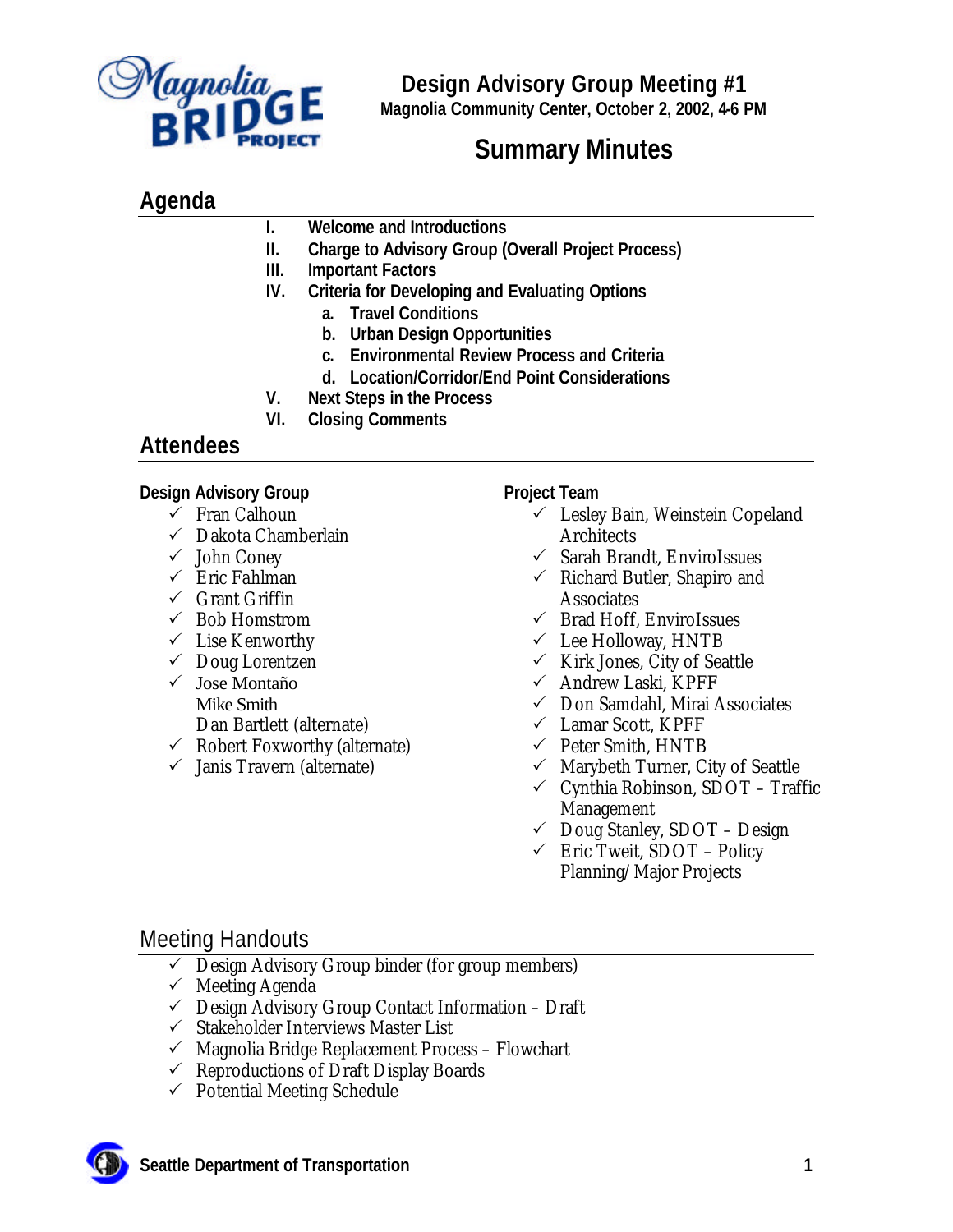# Design Advisory Group Meeting #1

**Magnolia Community Center, October 2, 2002, 4-6 PM**

## Summary Minutes

## Agenda

- I. **Welcome and Introductions**
- II. **Charge to Advisory Group (Overall Project Process)**
- III. **Important Factors**
- IV. **Criteria for Developing and Evaluating Options**
  - a. **Travel Conditions**
  - b. **Urban Design Opportunities**
  - c. **Environmental Review Process and Criteria**
  - d. **Location/Corridor/End Point Considerations**
- V. **Next Steps in the Process**
- VI. **Closing Comments**

## Attendees

### Design Advisory Group

- ✓ Fran Calhoun
- ✓ Dakota Chamberlain
- ✓ John Coney
- ✓ Eric Fahlman
- ✓ Grant Griffin
- ✓ Bob Homstrom
- ✓ Lise Kenworthy
- ✓ Doug Lorentzen
- ✓ Jose Montaño
- Mike Smith
- Dan Bartlett (alternate)
- ✓ Robert Foxworthy (alternate)
- ✓ Janis Travern (alternate)

### Project Team

- ✓ Lesley Bain, Weinstein Copeland Architects
- ✓ Sarah Brandt, EnviroIssues
- ✓ Richard Butler, Shapiro and Associates
- ✓ Brad Hoff, EnviroIssues
- ✓ Lee Holloway, HNTB
- ✓ Kirk Jones, City of Seattle
- ✓ Andrew Laski, KPFF
- ✓ Don Samdahl, Mirai Associates
- ✓ Lamar Scott, KPFF
- ✓ Peter Smith, HNTB
- ✓ Marybeth Turner, City of Seattle
- ✓ Cynthia Robinson, SDOT – Traffic Management
- ✓ Doug Stanley, SDOT – Design
- ✓ Eric Tweit, SDOT – Policy Planning/ Major Projects

## Meeting Handouts

- ✓ Design Advisory Group binder (for group members)
- ✓ Meeting Agenda
- ✓ Design Advisory Group Contact Information – Draft
- ✓ Stakeholder Interviews Master List
- ✓ Magnolia Bridge Replacement Process – Flowchart
- ✓ Reproductions of Draft Display Boards
- ✓ Potential Meeting Schedule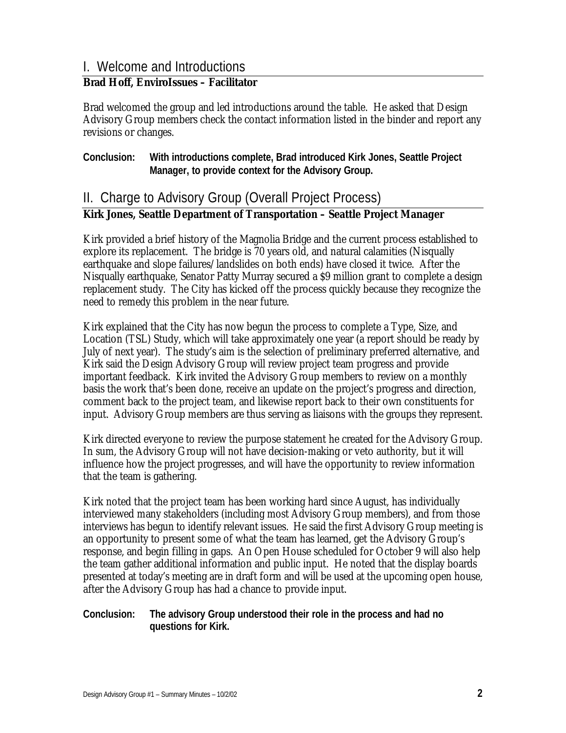## I. Welcome and Introductions

**Brad Hoff, EnviroIssues – Facilitator**

Brad welcomed the group and led introductions around the table. He asked that Design Advisory Group members check the contact information listed in the binder and report any revisions or changes.

**Conclusion: With introductions complete, Brad introduced Kirk Jones, Seattle Project Manager, to provide context for the Advisory Group.**

## II. Charge to Advisory Group (Overall Project Process)

**Kirk Jones, Seattle Department of Transportation – Seattle Project Manager**

Kirk provided a brief history of the Magnolia Bridge and the current process established to explore its replacement. The bridge is 70 years old, and natural calamities (Nisqually earthquake and slope failures/landslides on both ends) have closed it twice. After the Nisqually earthquake, Senator Patty Murray secured a $9 million grant to complete a design replacement study. The City has kicked off the process quickly because they recognize the need to remedy this problem in the near future.

Kirk explained that the City has now begun the process to complete a Type, Size, and Location (TSL) Study, which will take approximately one year (a report should be ready by July of next year). The study's aim is the selection of preliminary preferred alternative, and Kirk said the Design Advisory Group will review project team progress and provide important feedback. Kirk invited the Advisory Group members to review on a monthly basis the work that's been done, receive an update on the project's progress and direction, comment back to the project team, and likewise report back to their own constituents for input. Advisory Group members are thus serving as liaisons with the groups they represent.

Kirk directed everyone to review the purpose statement he created for the Advisory Group. In sum, the Advisory Group will not have decision-making or veto authority, but it will influence how the project progresses, and will have the opportunity to review information that the team is gathering.

Kirk noted that the project team has been working hard since August, has individually interviewed many stakeholders (including most Advisory Group members), and from those interviews has begun to identify relevant issues. He said the first Advisory Group meeting is an opportunity to present some of what the team has learned, get the Advisory Group's response, and begin filling in gaps. An Open House scheduled for October 9 will also help the team gather additional information and public input. He noted that the display boards presented at today's meeting are in draft form and will be used at the upcoming open house, after the Advisory Group has had a chance to provide input.

**Conclusion: The advisory Group understood their role in the process and had no questions for Kirk.**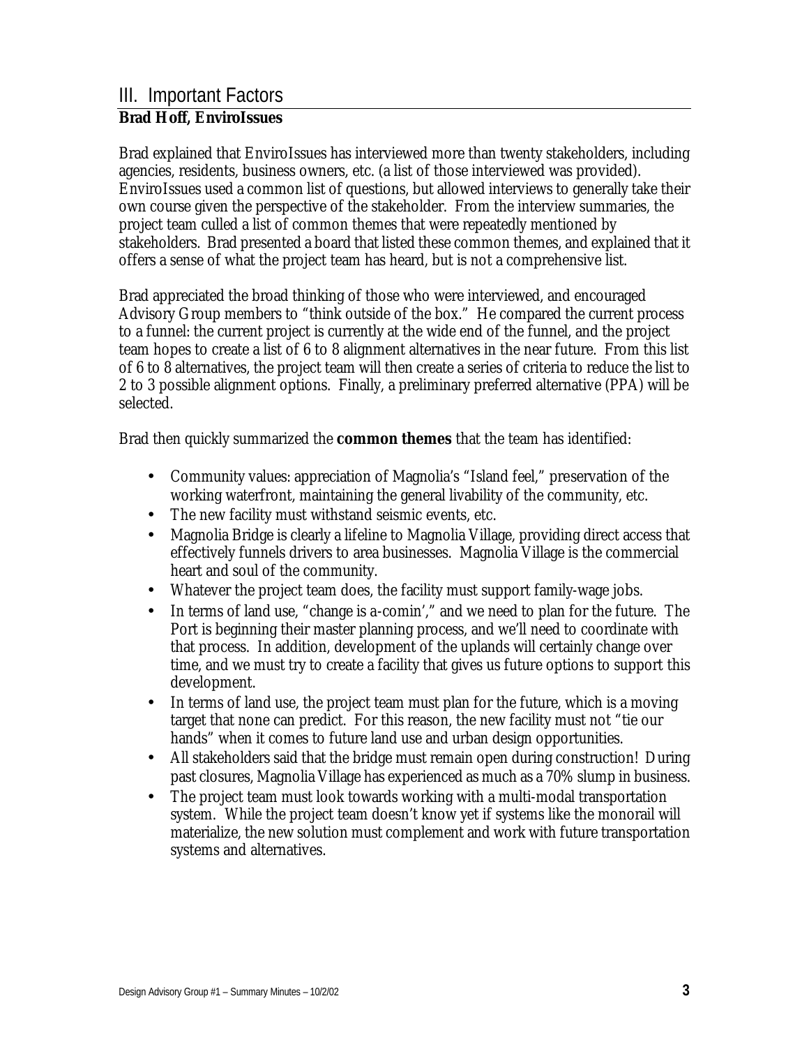## III. Important Factors

**Brad Hoff, EnviroIssues**

Brad explained that EnviroIssues has interviewed more than twenty stakeholders, including agencies, residents, business owners, etc. (a list of those interviewed was provided). EnviroIssues used a common list of questions, but allowed interviews to generally take their own course given the perspective of the stakeholder. From the interview summaries, the project team culled a list of common themes that were repeatedly mentioned by stakeholders. Brad presented a board that listed these common themes, and explained that it offers a sense of what the project team has heard, but is not a comprehensive list.

Brad appreciated the broad thinking of those who were interviewed, and encouraged Advisory Group members to "think outside of the box." He compared the current process to a funnel: the current project is currently at the wide end of the funnel, and the project team hopes to create a list of 6 to 8 alignment alternatives in the near future. From this list of 6 to 8 alternatives, the project team will then create a series of criteria to reduce the list to 2 to 3 possible alignment options. Finally, a preliminary preferred alternative (PPA) will be selected.

Brad then quickly summarized the **common themes** that the team has identified:

- Community values: appreciation of Magnolia's "Island feel," preservation of the working waterfront, maintaining the general livability of the community, etc.
- The new facility must withstand seismic events, etc.
- Magnolia Bridge is clearly a lifeline to Magnolia Village, providing direct access that effectively funnels drivers to area businesses. Magnolia Village is the commercial heart and soul of the community.
- Whatever the project team does, the facility must support family-wage jobs.
- In terms of land use, "change is a-comin'," and we need to plan for the future. The Port is beginning their master planning process, and we'll need to coordinate with that process. In addition, development of the uplands will certainly change over time, and we must try to create a facility that gives us future options to support this development.
- In terms of land use, the project team must plan for the future, which is a moving target that none can predict. For this reason, the new facility must not "tie our hands" when it comes to future land use and urban design opportunities.
- All stakeholders said that the bridge must remain open during construction! During past closures, Magnolia Village has experienced as much as a 70% slump in business.
- The project team must look towards working with a multi-modal transportation system. While the project team doesn't know yet if systems like the monorail will materialize, the new solution must complement and work with future transportation systems and alternatives.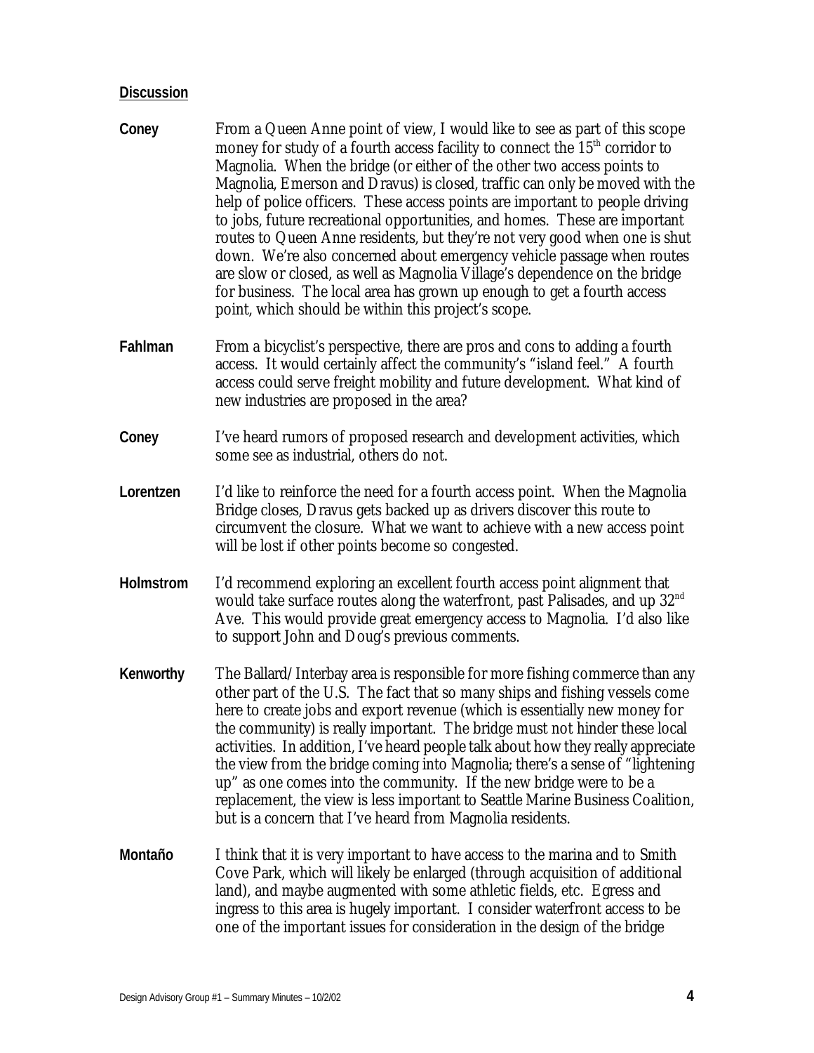**Discussion**

**Coney** From a Queen Anne point of view, I would like to see as part of this scope money for study of a fourth access facility to connect the 15th corridor to Magnolia. When the bridge (or either of the other two access points to Magnolia, Emerson and Dravus) is closed, traffic can only be moved with the help of police officers. These access points are important to people driving to jobs, future recreational opportunities, and homes. These are important routes to Queen Anne residents, but they're not very good when one is shut down. We're also concerned about emergency vehicle passage when routes are slow or closed, as well as Magnolia Village's dependence on the bridge for business. The local area has grown up enough to get a fourth access point, which should be within this project's scope.

**Fahlman** From a bicyclist's perspective, there are pros and cons to adding a fourth access. It would certainly affect the community's "island feel." A fourth access could serve freight mobility and future development. What kind of new industries are proposed in the area?

**Coney** I've heard rumors of proposed research and development activities, which some see as industrial, others do not.

**Lorentzen** I'd like to reinforce the need for a fourth access point. When the Magnolia Bridge closes, Dravus gets backed up as drivers discover this route to circumvent the closure. What we want to achieve with a new access point will be lost if other points become so congested.

**Holmstrom** I'd recommend exploring an excellent fourth access point alignment that would take surface routes along the waterfront, past Palisades, and up 32nd Ave. This would provide great emergency access to Magnolia. I'd also like to support John and Doug's previous comments.

**Kenworthy** The Ballard/Interbay area is responsible for more fishing commerce than any other part of the U.S. The fact that so many ships and fishing vessels come here to create jobs and export revenue (which is essentially new money for the community) is really important. The bridge must not hinder these local activities. In addition, I've heard people talk about how they really appreciate the view from the bridge coming into Magnolia; there's a sense of "lightening up" as one comes into the community. If the new bridge were to be a replacement, the view is less important to Seattle Marine Business Coalition, but is a concern that I've heard from Magnolia residents.

**Montaño** I think that it is very important to have access to the marina and to Smith Cove Park, which will likely be enlarged (through acquisition of additional land), and maybe augmented with some athletic fields, etc. Egress and ingress to this area is hugely important. I consider waterfront access to be one of the important issues for consideration in the design of the bridge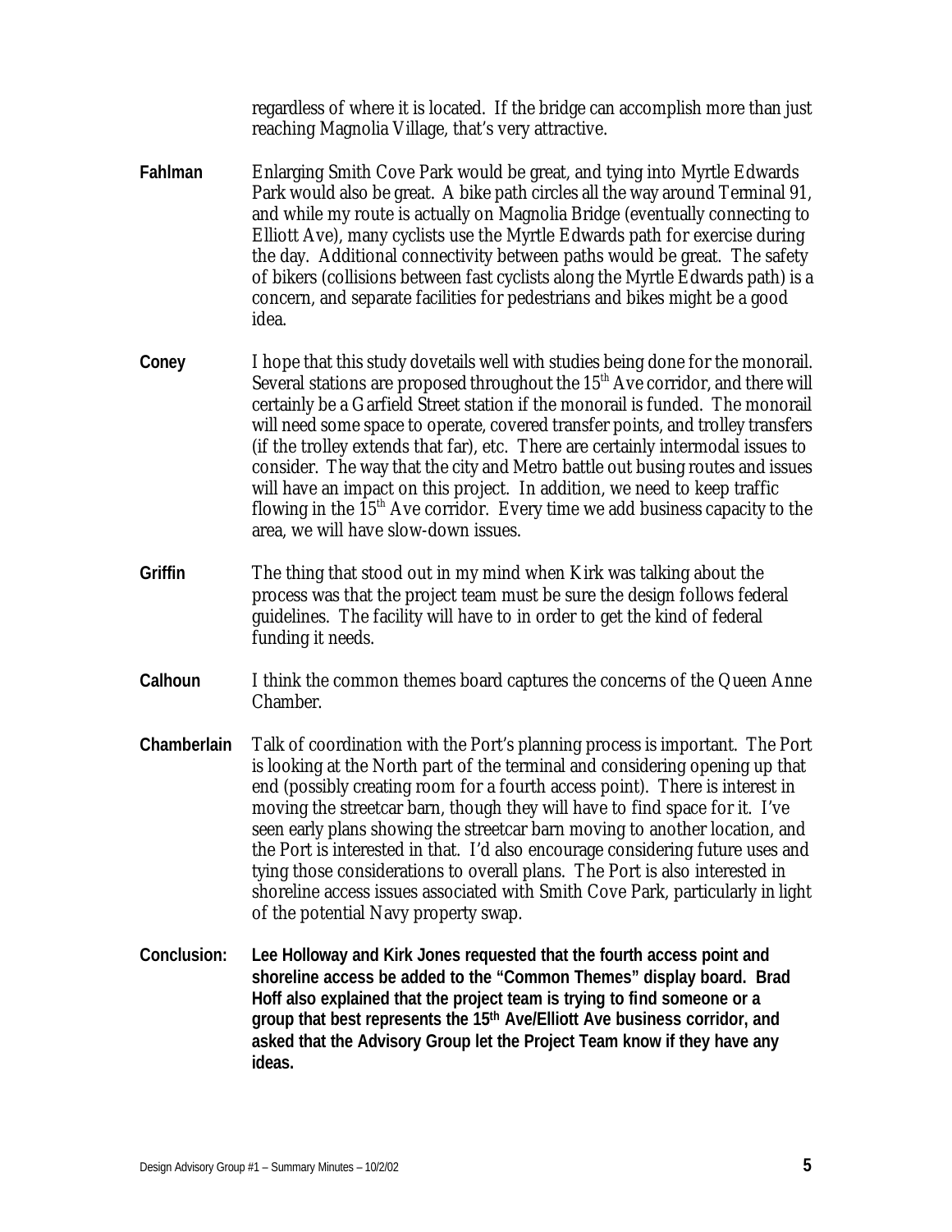regardless of where it is located. If the bridge can accomplish more than just reaching Magnolia Village, that's very attractive.

**Fahlman** Enlarging Smith Cove Park would be great, and tying into Myrtle Edwards Park would also be great. A bike path circles all the way around Terminal 91, and while my route is actually on Magnolia Bridge (eventually connecting to Elliott Ave), many cyclists use the Myrtle Edwards path for exercise during the day. Additional connectivity between paths would be great. The safety of bikers (collisions between fast cyclists along the Myrtle Edwards path) is a concern, and separate facilities for pedestrians and bikes might be a good idea.

**Coney** I hope that this study dovetails well with studies being done for the monorail. Several stations are proposed throughout the 15th Ave corridor, and there will certainly be a Garfield Street station if the monorail is funded. The monorail will need some space to operate, covered transfer points, and trolley transfers (if the trolley extends that far), etc. There are certainly intermodal issues to consider. The way that the city and Metro battle out busing routes and issues will have an impact on this project. In addition, we need to keep traffic flowing in the 15th Ave corridor. Every time we add business capacity to the area, we will have slow-down issues.

**Griffin** The thing that stood out in my mind when Kirk was talking about the process was that the project team must be sure the design follows federal guidelines. The facility will have to in order to get the kind of federal funding it needs.

**Calhoun** I think the common themes board captures the concerns of the Queen Anne Chamber.

**Chamberlain** Talk of coordination with the Port's planning process is important. The Port is looking at the North part of the terminal and considering opening up that end (possibly creating room for a fourth access point). There is interest in moving the streetcar barn, though they will have to find space for it. I've seen early plans showing the streetcar barn moving to another location, and the Port is interested in that. I'd also encourage considering future uses and tying those considerations to overall plans. The Port is also interested in shoreline access issues associated with Smith Cove Park, particularly in light of the potential Navy property swap.

**Conclusion:** **Lee Holloway and Kirk Jones requested that the fourth access point and shoreline access be added to the "Common Themes" display board. Brad Hoff also explained that the project team is trying to find someone or a group that best represents the 15th Ave/Elliott Ave business corridor, and asked that the Advisory Group let the Project Team know if they have any ideas.**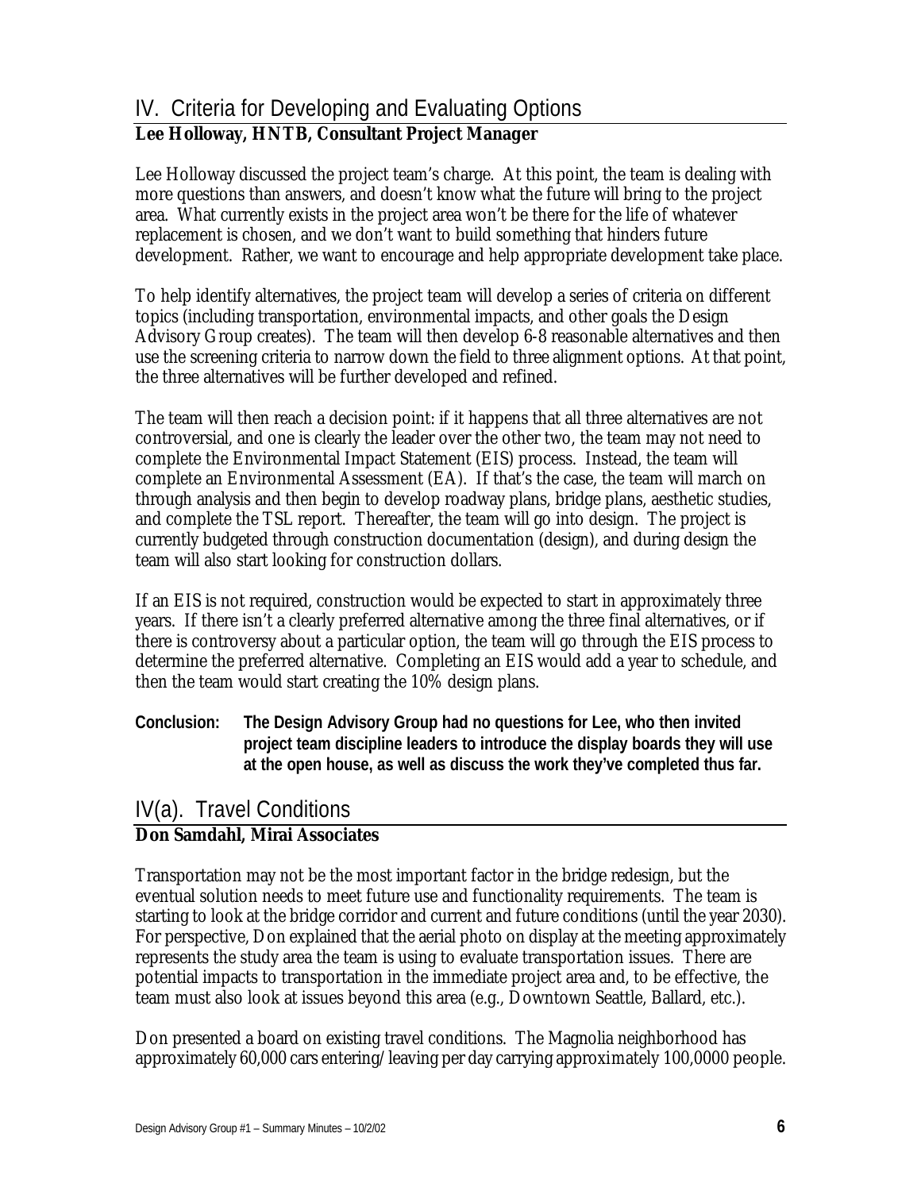## IV. Criteria for Developing and Evaluating Options

**Lee Holloway, HNTB, Consultant Project Manager**

Lee Holloway discussed the project team's charge. At this point, the team is dealing with more questions than answers, and doesn't know what the future will bring to the project area. What currently exists in the project area won't be there for the life of whatever replacement is chosen, and we don't want to build something that hinders future development. Rather, we want to encourage and help appropriate development take place.

To help identify alternatives, the project team will develop a series of criteria on different topics (including transportation, environmental impacts, and other goals the Design Advisory Group creates). The team will then develop 6-8 reasonable alternatives and then use the screening criteria to narrow down the field to three alignment options. At that point, the three alternatives will be further developed and refined.

The team will then reach a decision point: if it happens that all three alternatives are not controversial, and one is clearly the leader over the other two, the team may not need to complete the Environmental Impact Statement (EIS) process. Instead, the team will complete an Environmental Assessment (EA). If that's the case, the team will march on through analysis and then begin to develop roadway plans, bridge plans, aesthetic studies, and complete the TSL report. Thereafter, the team will go into design. The project is currently budgeted through construction documentation (design), and during design the team will also start looking for construction dollars.

If an EIS is not required, construction would be expected to start in approximately three years. If there isn't a clearly preferred alternative among the three final alternatives, or if there is controversy about a particular option, the team will go through the EIS process to determine the preferred alternative. Completing an EIS would add a year to schedule, and then the team would start creating the 10% design plans.

**Conclusion: The Design Advisory Group had no questions for Lee, who then invited project team discipline leaders to introduce the display boards they will use at the open house, as well as discuss the work they've completed thus far.**

## IV(a). Travel Conditions

**Don Samdahl, Mirai Associates**

Transportation may not be the most important factor in the bridge redesign, but the eventual solution needs to meet future use and functionality requirements. The team is starting to look at the bridge corridor and current and future conditions (until the year 2030). For perspective, Don explained that the aerial photo on display at the meeting approximately represents the study area the team is using to evaluate transportation issues. There are potential impacts to transportation in the immediate project area and, to be effective, the team must also look at issues beyond this area (e.g., Downtown Seattle, Ballard, etc.).

Don presented a board on existing travel conditions. The Magnolia neighborhood has approximately 60,000 cars entering/leaving per day carrying approximately 100,0000 people.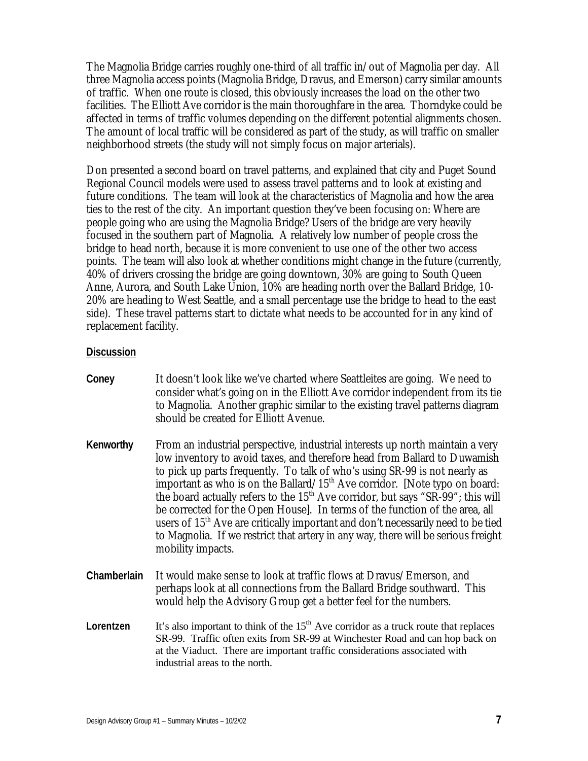The Magnolia Bridge carries roughly one-third of all traffic in/out of Magnolia per day. All three Magnolia access points (Magnolia Bridge, Dravus, and Emerson) carry similar amounts of traffic. When one route is closed, this obviously increases the load on the other two facilities. The Elliott Ave corridor is the main thoroughfare in the area. Thorndyke could be affected in terms of traffic volumes depending on the different potential alignments chosen. The amount of local traffic will be considered as part of the study, as will traffic on smaller neighborhood streets (the study will not simply focus on major arterials).

Don presented a second board on travel patterns, and explained that city and Puget Sound Regional Council models were used to assess travel patterns and to look at existing and future conditions. The team will look at the characteristics of Magnolia and how the area ties to the rest of the city. An important question they've been focusing on: Where are people going who are using the Magnolia Bridge? Users of the bridge are very heavily focused in the southern part of Magnolia. A relatively low number of people cross the bridge to head north, because it is more convenient to use one of the other two access points. The team will also look at whether conditions might change in the future (currently, 40% of drivers crossing the bridge are going downtown, 30% are going to South Queen Anne, Aurora, and South Lake Union, 10% are heading north over the Ballard Bridge, 10-20% are heading to West Seattle, and a small percentage use the bridge to head to the east side). These travel patterns start to dictate what needs to be accounted for in any kind of replacement facility.

**Discussion**

**Coney** It doesn't look like we've charted where Seattleites are going. We need to consider what's going on in the Elliott Ave corridor independent from its tie to Magnolia. Another graphic similar to the existing travel patterns diagram should be created for Elliott Avenue.

**Kenworthy** From an industrial perspective, industrial interests up north maintain a very low inventory to avoid taxes, and therefore head from Ballard to Duwamish to pick up parts frequently. To talk of who's using SR-99 is not nearly as important as who is on the Ballard/15th Ave corridor. [Note typo on board: the board actually refers to the 15th Ave corridor, but says "SR-99"; this will be corrected for the Open House]. In terms of the function of the area, all users of 15th Ave are critically important and don't necessarily need to be tied to Magnolia. If we restrict that artery in any way, there will be serious freight mobility impacts.

**Chamberlain** It would make sense to look at traffic flows at Dravus/Emerson, and perhaps look at all connections from the Ballard Bridge southward. This would help the Advisory Group get a better feel for the numbers.

**Lorentzen** It's also important to think of the 15th Ave corridor as a truck route that replaces SR-99. Traffic often exits from SR-99 at Winchester Road and can hop back on at the Viaduct. There are important traffic considerations associated with industrial areas to the north.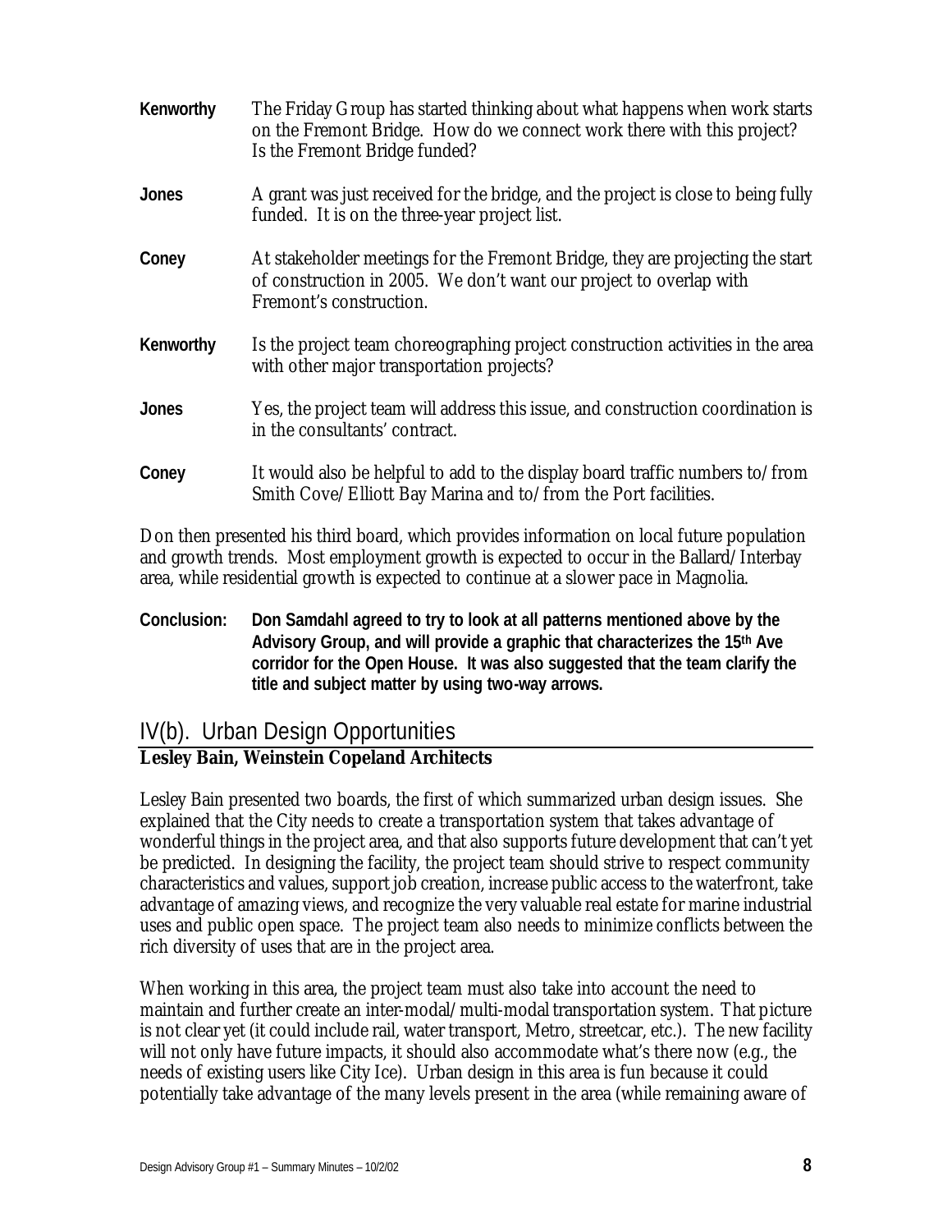**Kenworthy** The Friday Group has started thinking about what happens when work starts on the Fremont Bridge. How do we connect work there with this project? Is the Fremont Bridge funded?

**Jones** A grant was just received for the bridge, and the project is close to being fully funded. It is on the three-year project list.

**Coney** At stakeholder meetings for the Fremont Bridge, they are projecting the start of construction in 2005. We don't want our project to overlap with Fremont's construction.

**Kenworthy** Is the project team choreographing project construction activities in the area with other major transportation projects?

**Jones** Yes, the project team will address this issue, and construction coordination is in the consultants' contract.

**Coney** It would also be helpful to add to the display board traffic numbers to/from Smith Cove/Elliott Bay Marina and to/from the Port facilities.

Don then presented his third board, which provides information on local future population and growth trends. Most employment growth is expected to occur in the Ballard/Interbay area, while residential growth is expected to continue at a slower pace in Magnolia.

**Conclusion: Don Samdahl agreed to try to look at all patterns mentioned above by the Advisory Group, and will provide a graphic that characterizes the 15th Ave corridor for the Open House. It was also suggested that the team clarify the title and subject matter by using two-way arrows.**

## IV(b). Urban Design Opportunities

**Lesley Bain, Weinstein Copeland Architects**

Lesley Bain presented two boards, the first of which summarized urban design issues. She explained that the City needs to create a transportation system that takes advantage of wonderful things in the project area, and that also supports future development that can't yet be predicted. In designing the facility, the project team should strive to respect community characteristics and values, support job creation, increase public access to the waterfront, take advantage of amazing views, and recognize the very valuable real estate for marine industrial uses and public open space. The project team also needs to minimize conflicts between the rich diversity of uses that are in the project area.

When working in this area, the project team must also take into account the need to maintain and further create an inter-modal/multi-modal transportation system. That picture is not clear yet (it could include rail, water transport, Metro, streetcar, etc.). The new facility will not only have future impacts, it should also accommodate what's there now (e.g., the needs of existing users like City Ice). Urban design in this area is fun because it could potentially take advantage of the many levels present in the area (while remaining aware of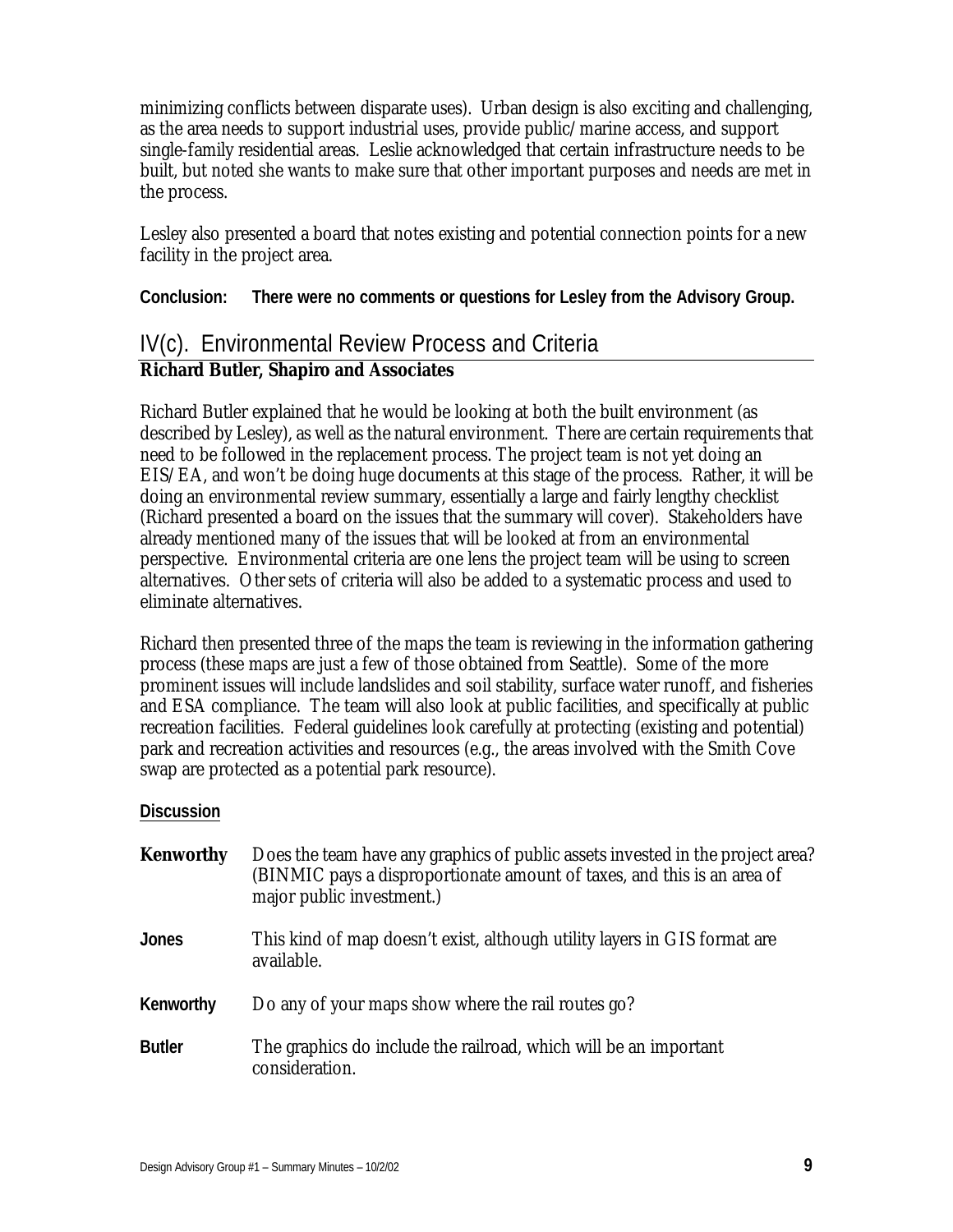minimizing conflicts between disparate uses). Urban design is also exciting and challenging, as the area needs to support industrial uses, provide public/marine access, and support single-family residential areas. Leslie acknowledged that certain infrastructure needs to be built, but noted she wants to make sure that other important purposes and needs are met in the process.

Lesley also presented a board that notes existing and potential connection points for a new facility in the project area.

**Conclusion: There were no comments or questions for Lesley from the Advisory Group.**

## IV(c). Environmental Review Process and Criteria

**Richard Butler, Shapiro and Associates**

Richard Butler explained that he would be looking at both the built environment (as described by Lesley), as well as the natural environment. There are certain requirements that need to be followed in the replacement process. The project team is not yet doing an EIS/EA, and won't be doing huge documents at this stage of the process. Rather, it will be doing an environmental review summary, essentially a large and fairly lengthy checklist (Richard presented a board on the issues that the summary will cover). Stakeholders have already mentioned many of the issues that will be looked at from an environmental perspective. Environmental criteria are one lens the project team will be using to screen alternatives. Other sets of criteria will also be added to a systematic process and used to eliminate alternatives.

Richard then presented three of the maps the team is reviewing in the information gathering process (these maps are just a few of those obtained from Seattle). Some of the more prominent issues will include landslides and soil stability, surface water runoff, and fisheries and ESA compliance. The team will also look at public facilities, and specifically at public recreation facilities. Federal guidelines look carefully at protecting (existing and potential) park and recreation activities and resources (e.g., the areas involved with the Smith Cove swap are protected as a potential park resource).

**Discussion**

**Kenworthy** Does the team have any graphics of public assets invested in the project area? (BINMIC pays a disproportionate amount of taxes, and this is an area of major public investment.)

**Jones** This kind of map doesn't exist, although utility layers in GIS format are available.

**Kenworthy** Do any of your maps show where the rail routes go?

**Butler** The graphics do include the railroad, which will be an important consideration.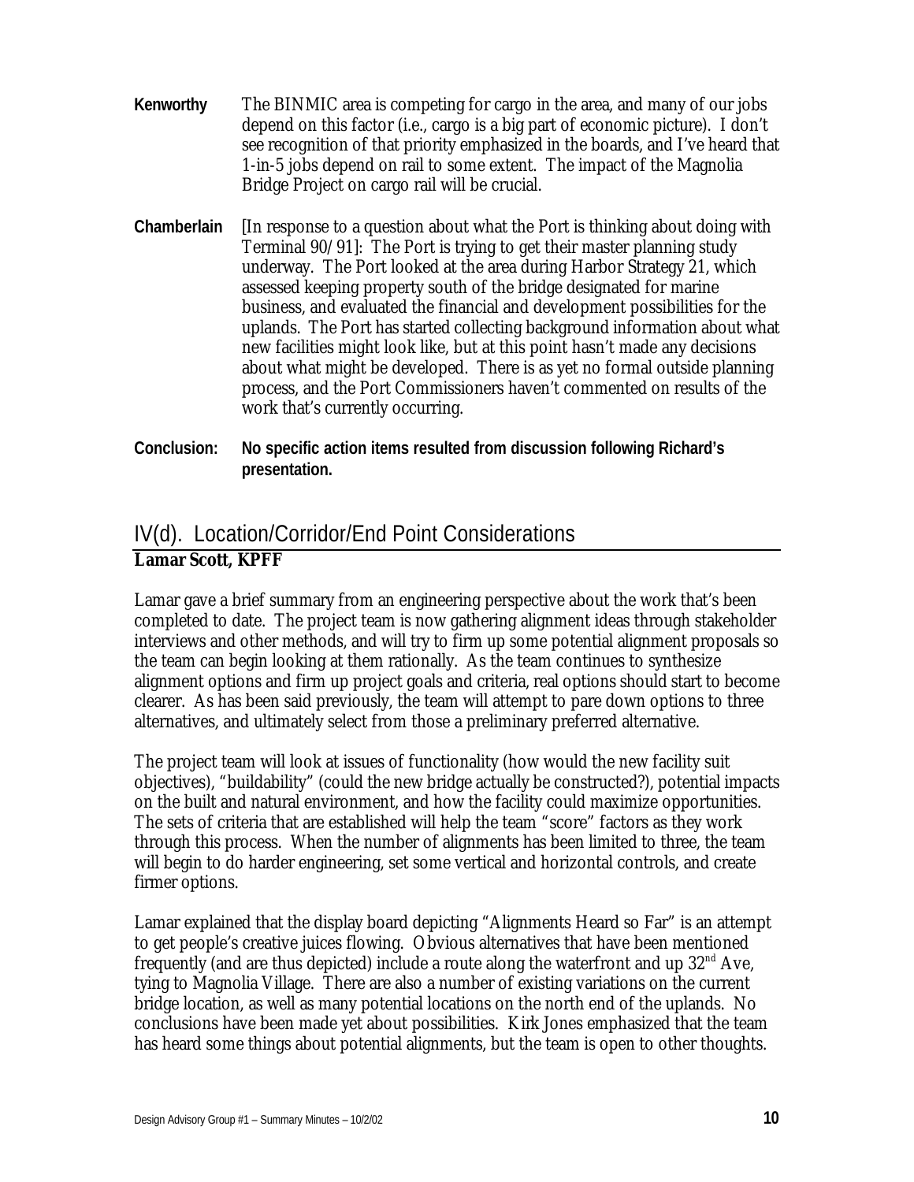**Kenworthy** The BINMIC area is competing for cargo in the area, and many of our jobs depend on this factor (i.e., cargo is a big part of economic picture). I don't see recognition of that priority emphasized in the boards, and I've heard that 1-in-5 jobs depend on rail to some extent. The impact of the Magnolia Bridge Project on cargo rail will be crucial.

**Chamberlain** [In response to a question about what the Port is thinking about doing with Terminal 90/91]: The Port is trying to get their master planning study underway. The Port looked at the area during Harbor Strategy 21, which assessed keeping property south of the bridge designated for marine business, and evaluated the financial and development possibilities for the uplands. The Port has started collecting background information about what new facilities might look like, but at this point hasn't made any decisions about what might be developed. There is as yet no formal outside planning process, and the Port Commissioners haven't commented on results of the work that's currently occurring.

**Conclusion: No specific action items resulted from discussion following Richard's presentation.**

## IV(d). Location/Corridor/End Point Considerations

**Lamar Scott, KPFF**

Lamar gave a brief summary from an engineering perspective about the work that's been completed to date. The project team is now gathering alignment ideas through stakeholder interviews and other methods, and will try to firm up some potential alignment proposals so the team can begin looking at them rationally. As the team continues to synthesize alignment options and firm up project goals and criteria, real options should start to become clearer. As has been said previously, the team will attempt to pare down options to three alternatives, and ultimately select from those a preliminary preferred alternative.

The project team will look at issues of functionality (how would the new facility suit objectives), "buildability" (could the new bridge actually be constructed?), potential impacts on the built and natural environment, and how the facility could maximize opportunities. The sets of criteria that are established will help the team "score" factors as they work through this process. When the number of alignments has been limited to three, the team will begin to do harder engineering, set some vertical and horizontal controls, and create firmer options.

Lamar explained that the display board depicting "Alignments Heard so Far" is an attempt to get people's creative juices flowing. Obvious alternatives that have been mentioned frequently (and are thus depicted) include a route along the waterfront and up 32nd Ave, tying to Magnolia Village. There are also a number of existing variations on the current bridge location, as well as many potential locations on the north end of the uplands. No conclusions have been made yet about possibilities. Kirk Jones emphasized that the team has heard some things about potential alignments, but the team is open to other thoughts.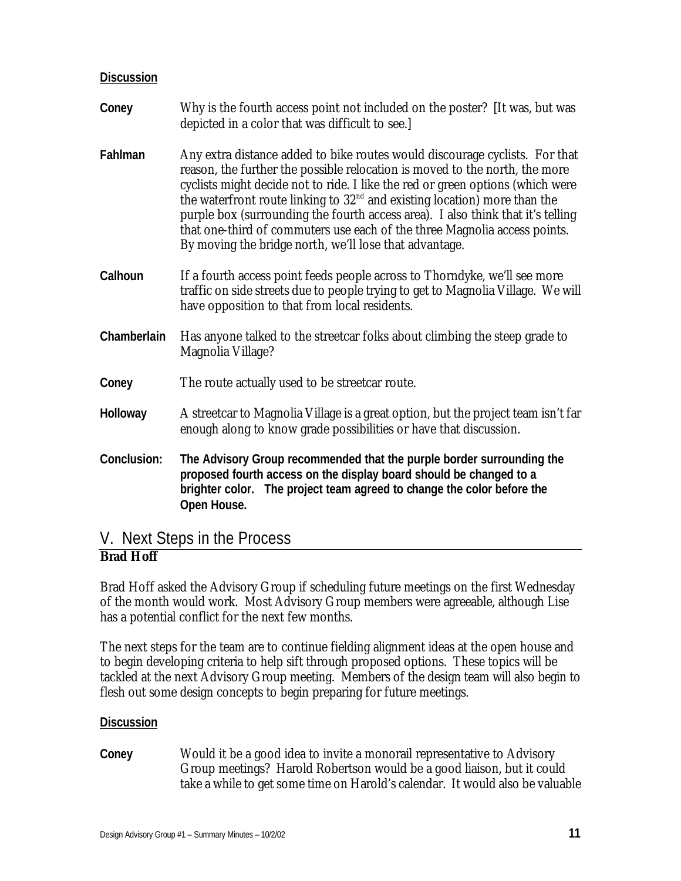**Discussion**

**Coney** Why is the fourth access point not included on the poster? [It was, but was depicted in a color that was difficult to see.]

**Fahlman** Any extra distance added to bike routes would discourage cyclists. For that reason, the further the possible relocation is moved to the north, the more cyclists might decide not to ride. I like the red or green options (which were the waterfront route linking to 32nd and existing location) more than the purple box (surrounding the fourth access area). I also think that it's telling that one-third of commuters use each of the three Magnolia access points. By moving the bridge north, we'll lose that advantage.

**Calhoun** If a fourth access point feeds people across to Thorndyke, we'll see more traffic on side streets due to people trying to get to Magnolia Village. We will have opposition to that from local residents.

**Chamberlain** Has anyone talked to the streetcar folks about climbing the steep grade to Magnolia Village?

**Coney** The route actually used to be streetcar route.

**Holloway** A streetcar to Magnolia Village is a great option, but the project team isn't far enough along to know grade possibilities or have that discussion.

**Conclusion:** **The Advisory Group recommended that the purple border surrounding the proposed fourth access on the display board should be changed to a brighter color. The project team agreed to change the color before the Open House.**

## V. Next Steps in the Process

**Brad Hoff**

Brad Hoff asked the Advisory Group if scheduling future meetings on the first Wednesday of the month would work. Most Advisory Group members were agreeable, although Lise has a potential conflict for the next few months.

The next steps for the team are to continue fielding alignment ideas at the open house and to begin developing criteria to help sift through proposed options. These topics will be tackled at the next Advisory Group meeting. Members of the design team will also begin to flesh out some design concepts to begin preparing for future meetings.

**Discussion**

**Coney** Would it be a good idea to invite a monorail representative to Advisory Group meetings? Harold Robertson would be a good liaison, but it could take a while to get some time on Harold's calendar. It would also be valuable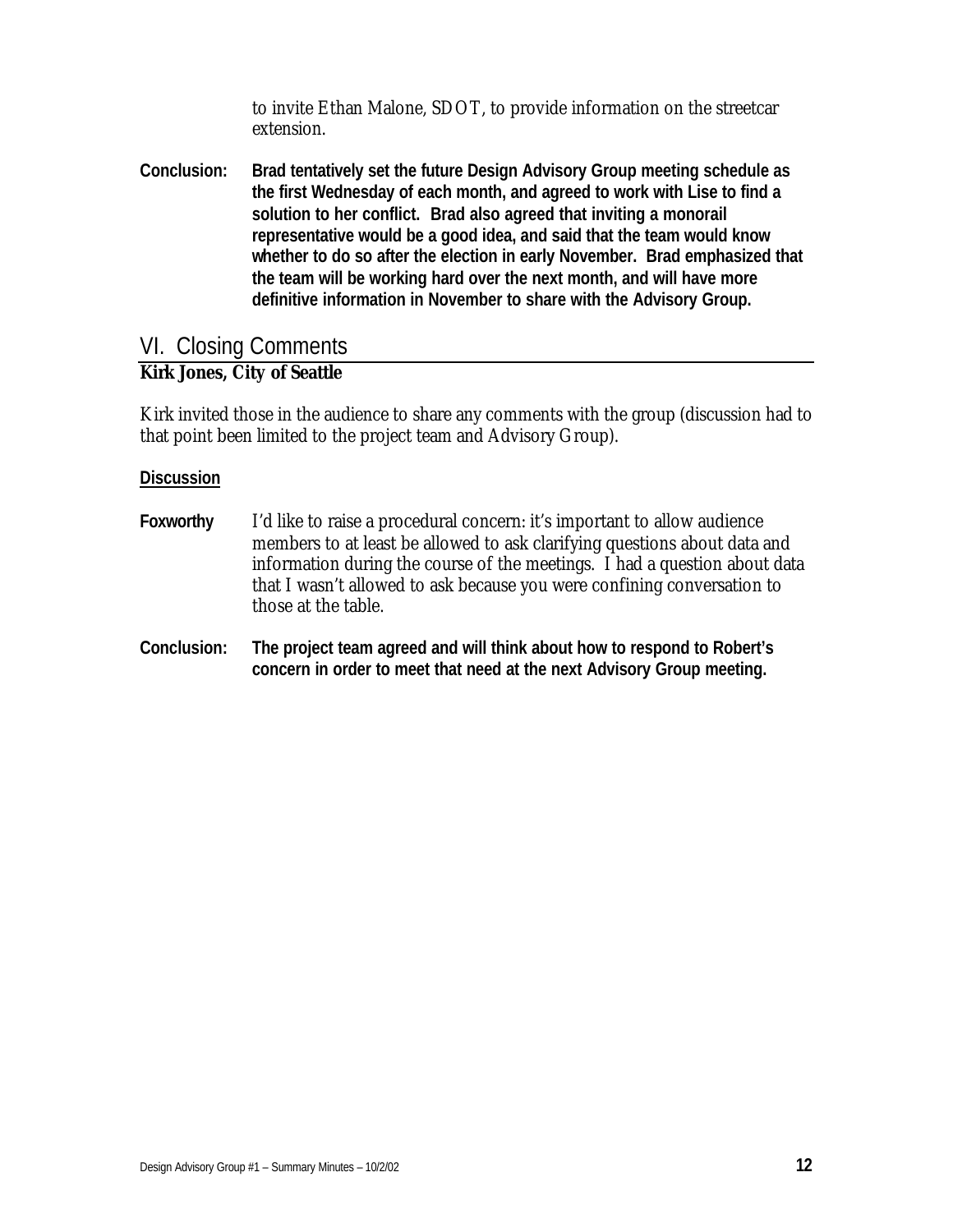to invite Ethan Malone, SDOT, to provide information on the streetcar extension.

**Conclusion:** **Brad tentatively set the future Design Advisory Group meeting schedule as the first Wednesday of each month, and agreed to work with Lise to find a solution to her conflict. Brad also agreed that inviting a monorail representative would be a good idea, and said that the team would know whether to do so after the election in early November. Brad emphasized that the team will be working hard over the next month, and will have more definitive information in November to share with the Advisory Group.**

## VI. Closing Comments

**Kirk Jones, City of Seattle**

Kirk invited those in the audience to share any comments with the group (discussion had to that point been limited to the project team and Advisory Group).

**Discussion**

**Foxworthy** I'd like to raise a procedural concern: it's important to allow audience members to at least be allowed to ask clarifying questions about data and information during the course of the meetings. I had a question about data that I wasn't allowed to ask because you were confining conversation to those at the table.

**Conclusion:** **The project team agreed and will think about how to respond to Robert's concern in order to meet that need at the next Advisory Group meeting.**